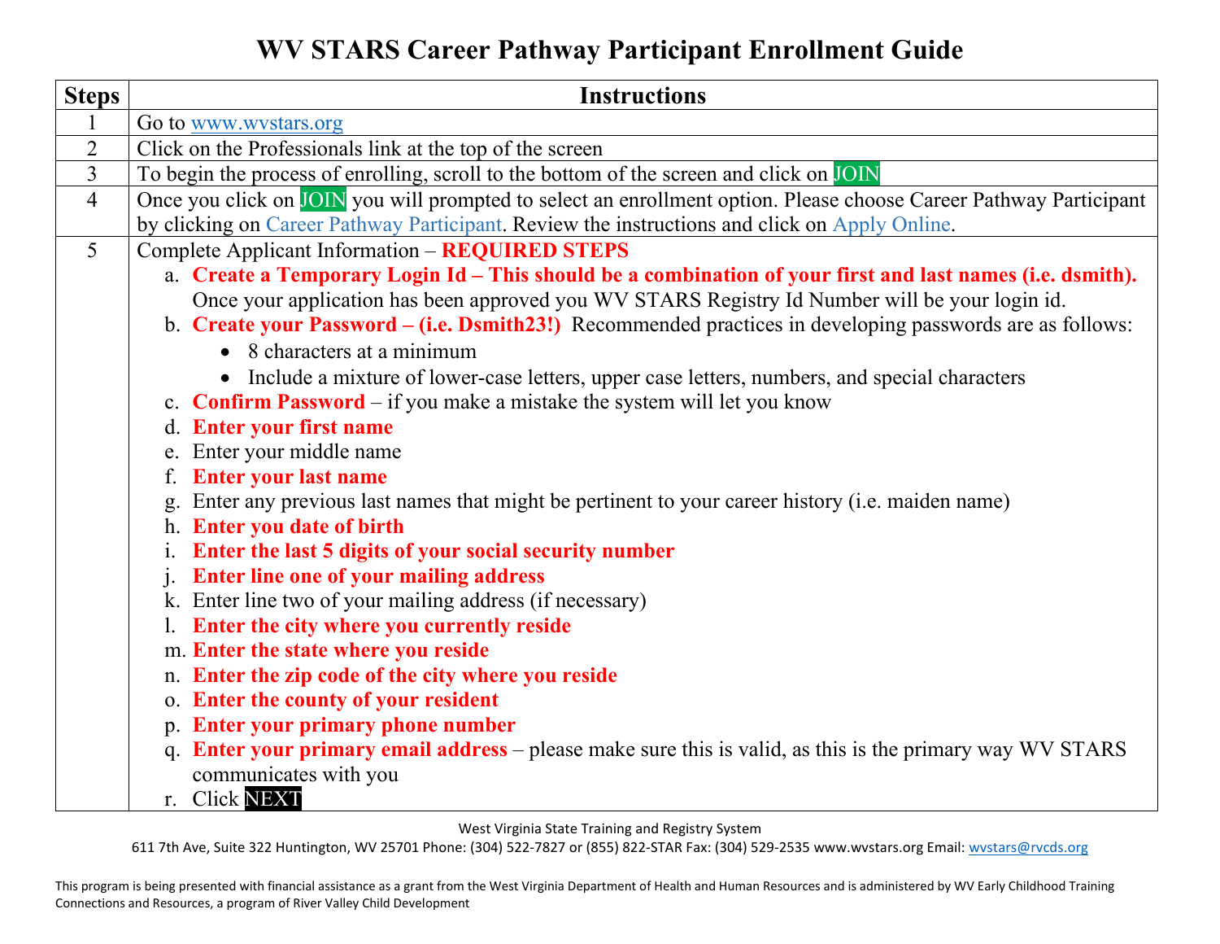# WV STARS Career Pathway Participant Enrollment Guide

| Steps | Instructions |
|---|---|
| 1 | Go to www.wvstars.org |
| 2 | Click on the Professionals link at the top of the screen |
| 3 | To begin the process of enrolling, scroll to the bottom of the screen and click on JOIN |
| 4 | Once you click on JOIN you will prompted to select an enrollment option. Please choose Career Pathway Participant by clicking on Career Pathway Participant. Review the instructions and click on Apply Online. |
| 5 | Complete Applicant Information – **REQUIRED STEPS**<br>a. **Create a Temporary Login Id – This should be a combination of your first and last names (i.e. dsmith).** Once your application has been approved you WV STARS Registry Id Number will be your login id.<br>b. **Create your Password – (i.e. Dsmith23!)** Recommended practices in developing passwords are as follows:<br>• 8 characters at a minimum<br>• Include a mixture of lower-case letters, upper case letters, numbers, and special characters<br>c. **Confirm Password** – if you make a mistake the system will let you know<br>d. **Enter your first name**<br>e. Enter your middle name<br>f. **Enter your last name**<br>g. Enter any previous last names that might be pertinent to your career history (i.e. maiden name)<br>h. **Enter you date of birth**<br>i. **Enter the last 5 digits of your social security number**<br>j. **Enter line one of your mailing address**<br>k. Enter line two of your mailing address (if necessary)<br>l. **Enter the city where you currently reside**<br>m. **Enter the state where you reside**<br>n. **Enter the zip code of the city where you reside**<br>o. **Enter the county of your resident**<br>p. **Enter your primary phone number**<br>q. **Enter your primary email address** – please make sure this is valid, as this is the primary way WV STARS communicates with you<br>r. Click NEXT |

West Virginia State Training and Registry System
611 7th Ave, Suite 322 Huntington, WV 25701 Phone: (304) 522-7827 or (855) 822-STAR Fax: (304) 529-2535 www.wvstars.org Email: wvstars@rvcds.org

This program is being presented with financial assistance as a grant from the West Virginia Department of Health and Human Resources and is administered by WV Early Childhood Training Connections and Resources, a program of River Valley Child Development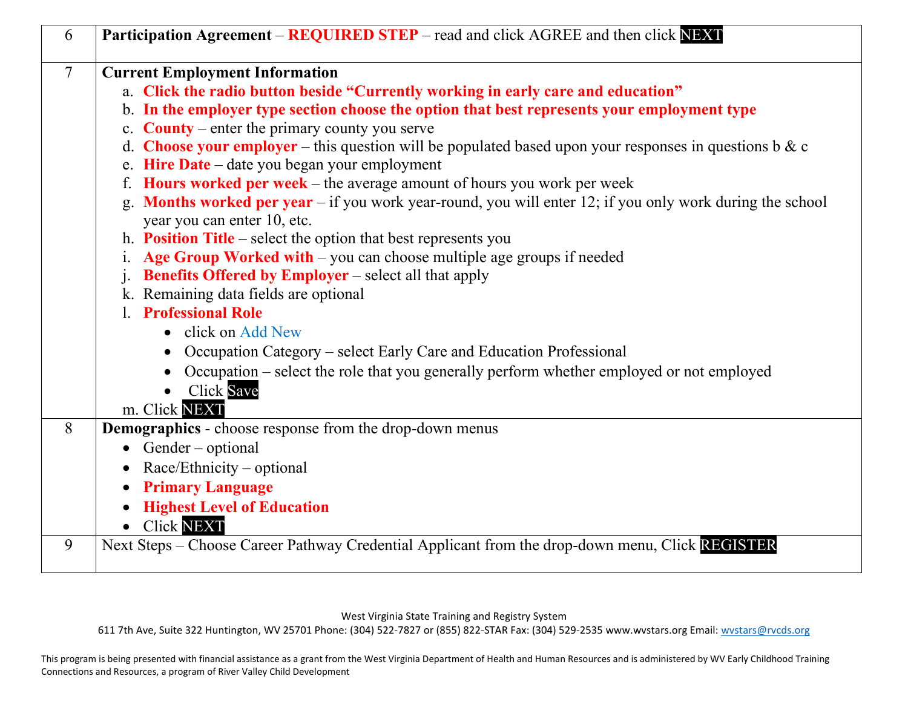| | |
|---|---|
| 6 | **Participation Agreement** – **REQUIRED STEP** – read and click AGREE and then click NEXT |
| 7 | **Current Employment Information**<br>a. **Click the radio button beside "Currently working in early care and education"**<br>b. **In the employer type section choose the option that best represents your employment type**<br>c. **County** – enter the primary county you serve<br>d. **Choose your employer** – this question will be populated based upon your responses in questions b & c<br>e. **Hire Date** – date you began your employment<br>f. **Hours worked per week** – the average amount of hours you work per week<br>g. **Months worked per year** – if you work year-round, you will enter 12; if you only work during the school year you can enter 10, etc.<br>h. **Position Title** – select the option that best represents you<br>i. **Age Group Worked with** – you can choose multiple age groups if needed<br>j. **Benefits Offered by Employer** – select all that apply<br>k. Remaining data fields are optional<br>l. **Professional Role**<br>• click on Add New<br>• Occupation Category – select Early Care and Education Professional<br>• Occupation – select the role that you generally perform whether employed or not employed<br>• Click Save<br>m. Click NEXT |
| 8 | **Demographics** - choose response from the drop-down menus<br>• Gender – optional<br>• Race/Ethnicity – optional<br>• **Primary Language**<br>• **Highest Level of Education**<br>• Click NEXT |
| 9 | Next Steps – Choose Career Pathway Credential Applicant from the drop-down menu, Click REGISTER |

West Virginia State Training and Registry System
611 7th Ave, Suite 322 Huntington, WV 25701 Phone: (304) 522-7827 or (855) 822-STAR Fax: (304) 529-2535 www.wvstars.org Email: wvstars@rvcds.org

This program is being presented with financial assistance as a grant from the West Virginia Department of Health and Human Resources and is administered by WV Early Childhood Training Connections and Resources, a program of River Valley Child Development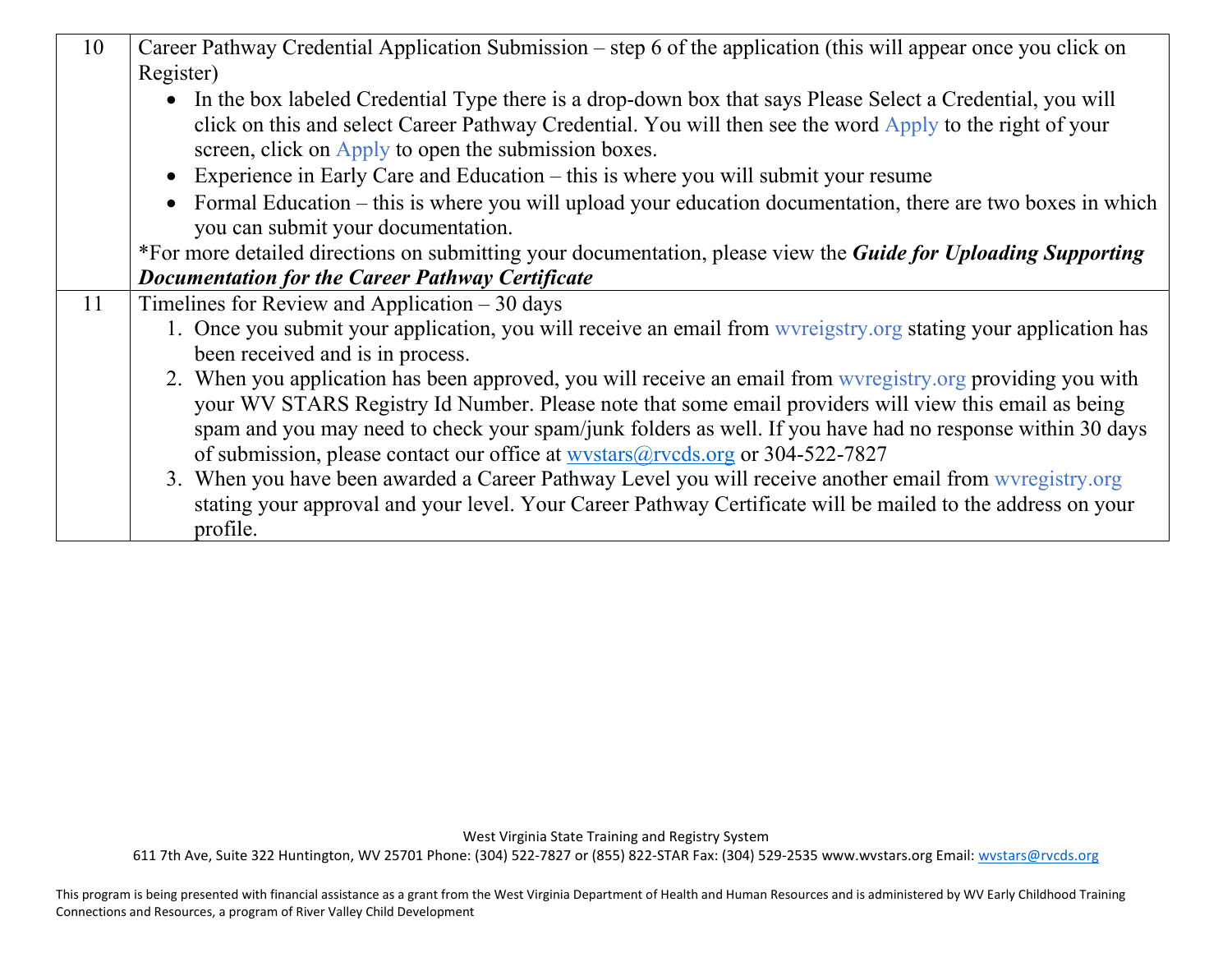| | |
|---|---|
| 10 | Career Pathway Credential Application Submission – step 6 of the application (this will appear once you click on Register)<br>• In the box labeled Credential Type there is a drop-down box that says Please Select a Credential, you will click on this and select Career Pathway Credential. You will then see the word Apply to the right of your screen, click on Apply to open the submission boxes.<br>• Experience in Early Care and Education – this is where you will submit your resume<br>• Formal Education – this is where you will upload your education documentation, there are two boxes in which you can submit your documentation.<br>*For more detailed directions on submitting your documentation, please view the ***Guide for Uploading Supporting Documentation for the Career Pathway Certificate*** |
| 11 | Timelines for Review and Application – 30 days<br>1. Once you submit your application, you will receive an email from wvreigstry.org stating your application has been received and is in process.<br>2. When you application has been approved, you will receive an email from wvregistry.org providing you with your WV STARS Registry Id Number. Please note that some email providers will view this email as being spam and you may need to check your spam/junk folders as well. If you have had no response within 30 days of submission, please contact our office at wvstars@rvcds.org or 304-522-7827<br>3. When you have been awarded a Career Pathway Level you will receive another email from wvregistry.org stating your approval and your level. Your Career Pathway Certificate will be mailed to the address on your profile. |

West Virginia State Training and Registry System
611 7th Ave, Suite 322 Huntington, WV 25701 Phone: (304) 522-7827 or (855) 822-STAR Fax: (304) 529-2535 www.wvstars.org Email: wvstars@rvcds.org

This program is being presented with financial assistance as a grant from the West Virginia Department of Health and Human Resources and is administered by WV Early Childhood Training Connections and Resources, a program of River Valley Child Development